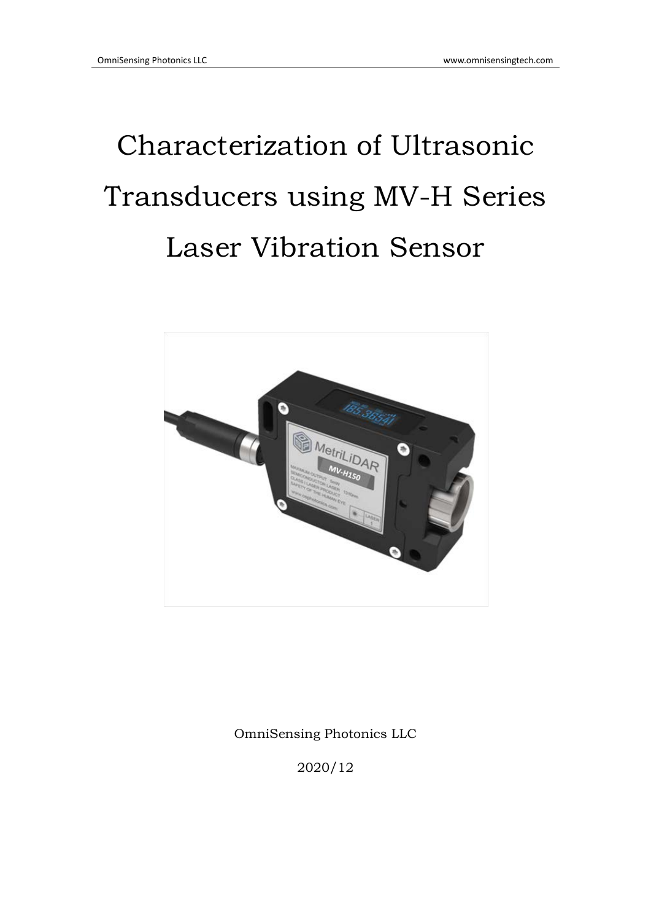# Characterization of Ultrasonic Transducers using MV-H Series Laser Vibration Sensor

OmniSensing Photonics LLC

2020/12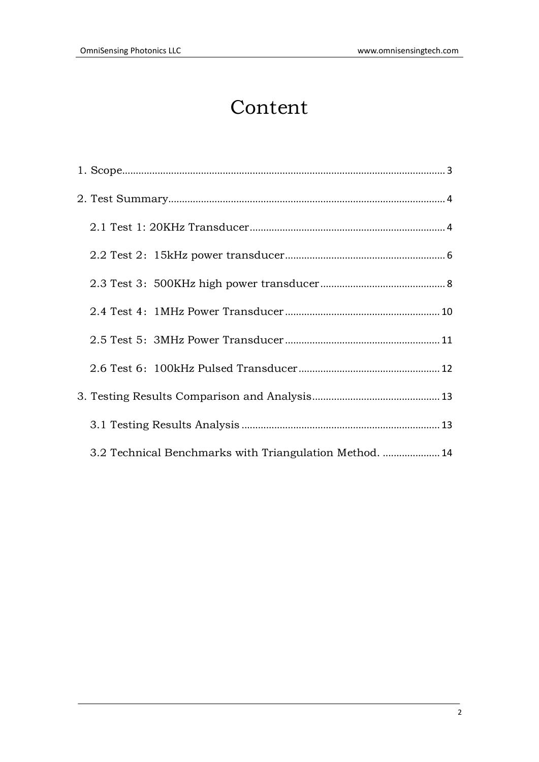# Content

1. Scope........................................................................................................................ 3

2. Test Summary........................................................................................................ 4

   2.1 Test 1: 20KHz Transducer......................................................................... 4

   2.2 Test 2：15kHz power transducer............................................................ 6

   2.3 Test 3：500KHz high power transducer............................................... 8

   2.4 Test 4：1MHz Power Transducer .......................................................... 10

   2.5 Test 5：3MHz Power Transducer .......................................................... 11

   2.6 Test 6：100kHz Pulsed Transducer ..................................................... 12

3. Testing Results Comparison and Analysis................................................ 13

   3.1 Testing Results Analysis ........................................................................ 13

   3.2 Technical Benchmarks with Triangulation Method. ..................... 14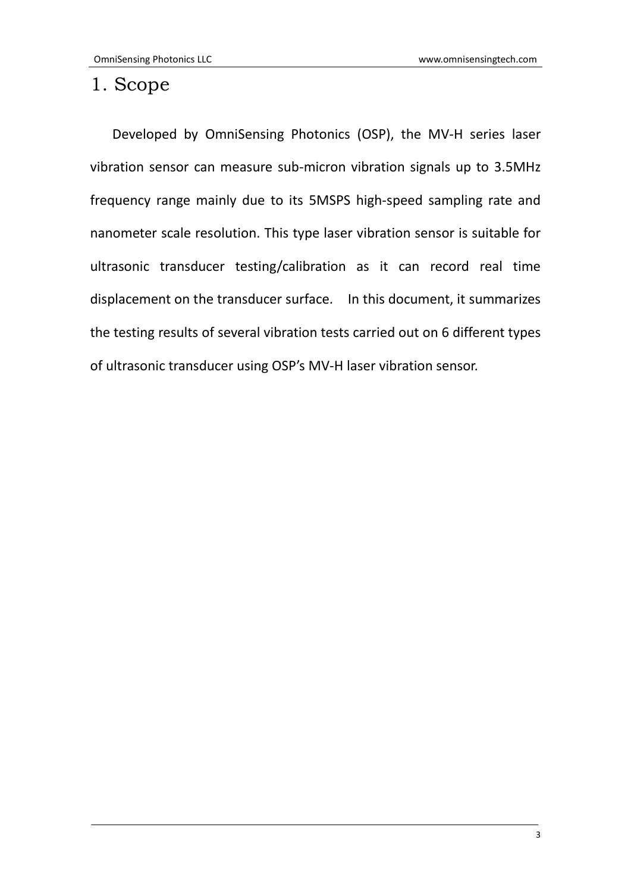# 1. Scope

Developed by OmniSensing Photonics (OSP), the MV-H series laser vibration sensor can measure sub-micron vibration signals up to 3.5MHz frequency range mainly due to its 5MSPS high-speed sampling rate and nanometer scale resolution. This type laser vibration sensor is suitable for ultrasonic transducer testing/calibration as it can record real time displacement on the transducer surface. In this document, it summarizes the testing results of several vibration tests carried out on 6 different types of ultrasonic transducer using OSP's MV-H laser vibration sensor.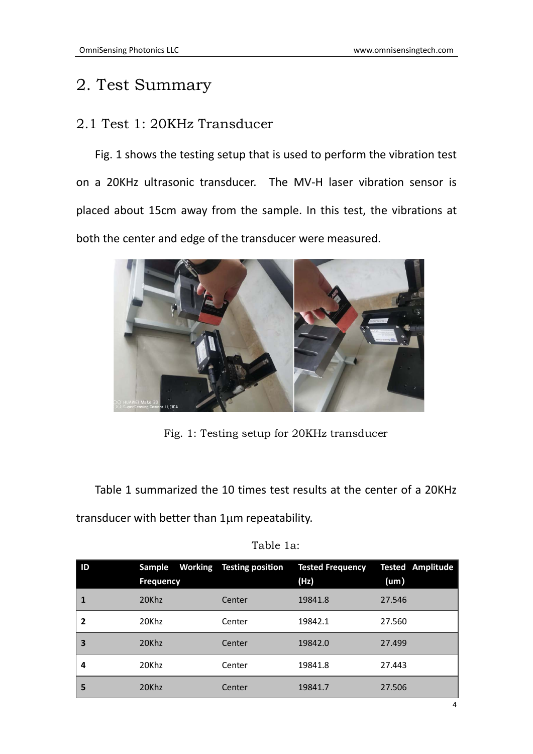# 2. Test Summary

## 2.1 Test 1: 20KHz Transducer

Fig. 1 shows the testing setup that is used to perform the vibration test on a 20KHz ultrasonic transducer. The MV-H laser vibration sensor is placed about 15cm away from the sample. In this test, the vibrations at both the center and edge of the transducer were measured.

Fig. 1: Testing setup for 20KHz transducer

Table 1 summarized the 10 times test results at the center of a 20KHz transducer with better than 1μm repeatability.

Table 1a:

| ID | Sample Working Frequency | Testing position | Tested Frequency (Hz) | Tested Amplitude (um) |
|---|---|---|---|---|
| **1** | 20Khz | Center | 19841.8 | 27.546 |
| **2** | 20Khz | Center | 19842.1 | 27.560 |
| **3** | 20Khz | Center | 19842.0 | 27.499 |
| **4** | 20Khz | Center | 19841.8 | 27.443 |
| **5** | 20Khz | Center | 19841.7 | 27.506 |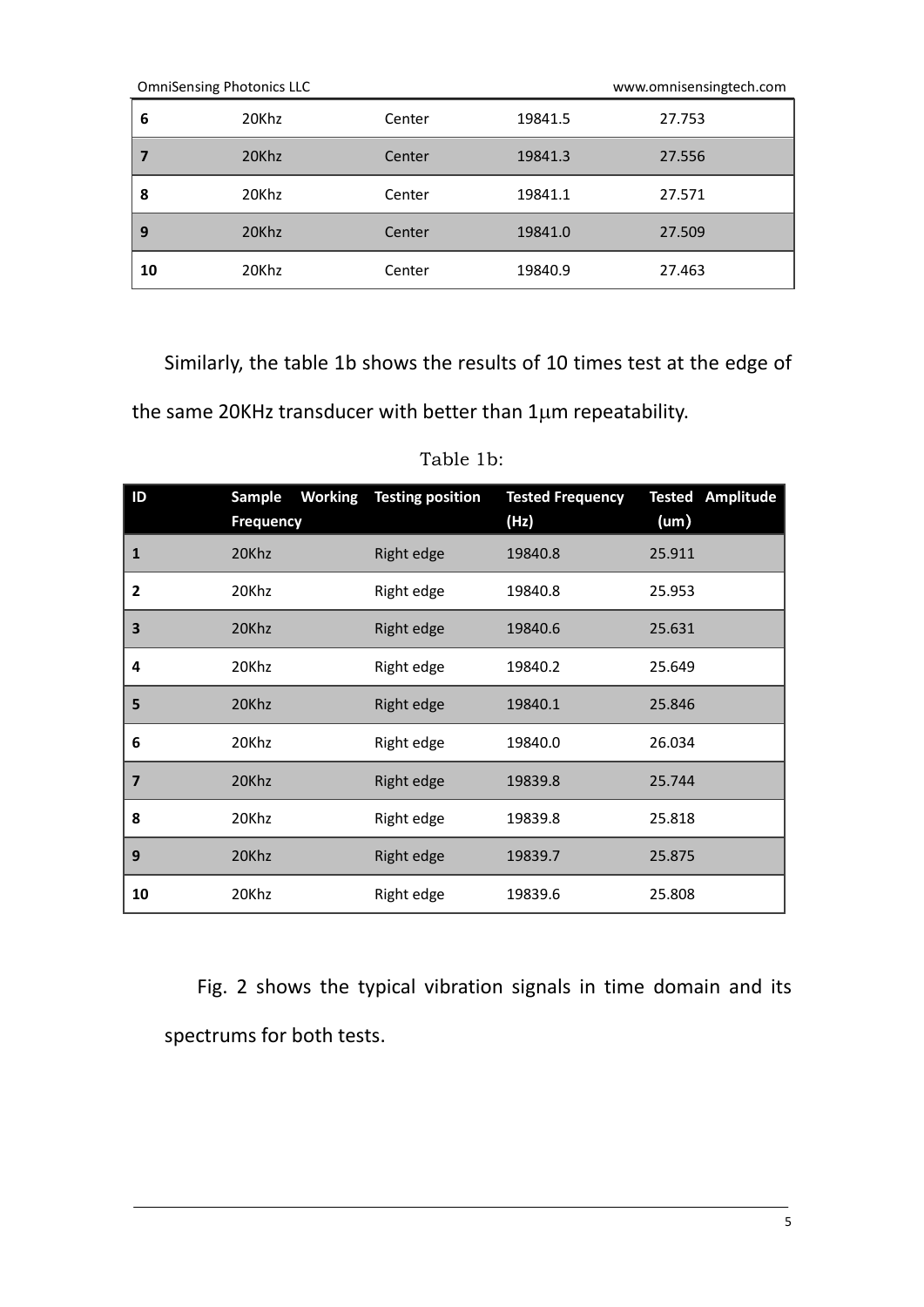| 6 | 20Khz | Center | 19841.5 | 27.753 |
|---|---|---|---|---|
| 7 | 20Khz | Center | 19841.3 | 27.556 |
| 8 | 20Khz | Center | 19841.1 | 27.571 |
| 9 | 20Khz | Center | 19841.0 | 27.509 |
| 10 | 20Khz | Center | 19840.9 | 27.463 |

Similarly, the table 1b shows the results of 10 times test at the edge of the same 20KHz transducer with better than 1μm repeatability.

Table 1b:

| ID | Sample Working Frequency | Testing position | Tested Frequency (Hz) | Tested Amplitude (um) |
|---|---|---|---|---|
| 1 | 20Khz | Right edge | 19840.8 | 25.911 |
| 2 | 20Khz | Right edge | 19840.8 | 25.953 |
| 3 | 20Khz | Right edge | 19840.6 | 25.631 |
| 4 | 20Khz | Right edge | 19840.2 | 25.649 |
| 5 | 20Khz | Right edge | 19840.1 | 25.846 |
| 6 | 20Khz | Right edge | 19840.0 | 26.034 |
| 7 | 20Khz | Right edge | 19839.8 | 25.744 |
| 8 | 20Khz | Right edge | 19839.8 | 25.818 |
| 9 | 20Khz | Right edge | 19839.7 | 25.875 |
| 10 | 20Khz | Right edge | 19839.6 | 25.808 |

Fig. 2 shows the typical vibration signals in time domain and its spectrums for both tests.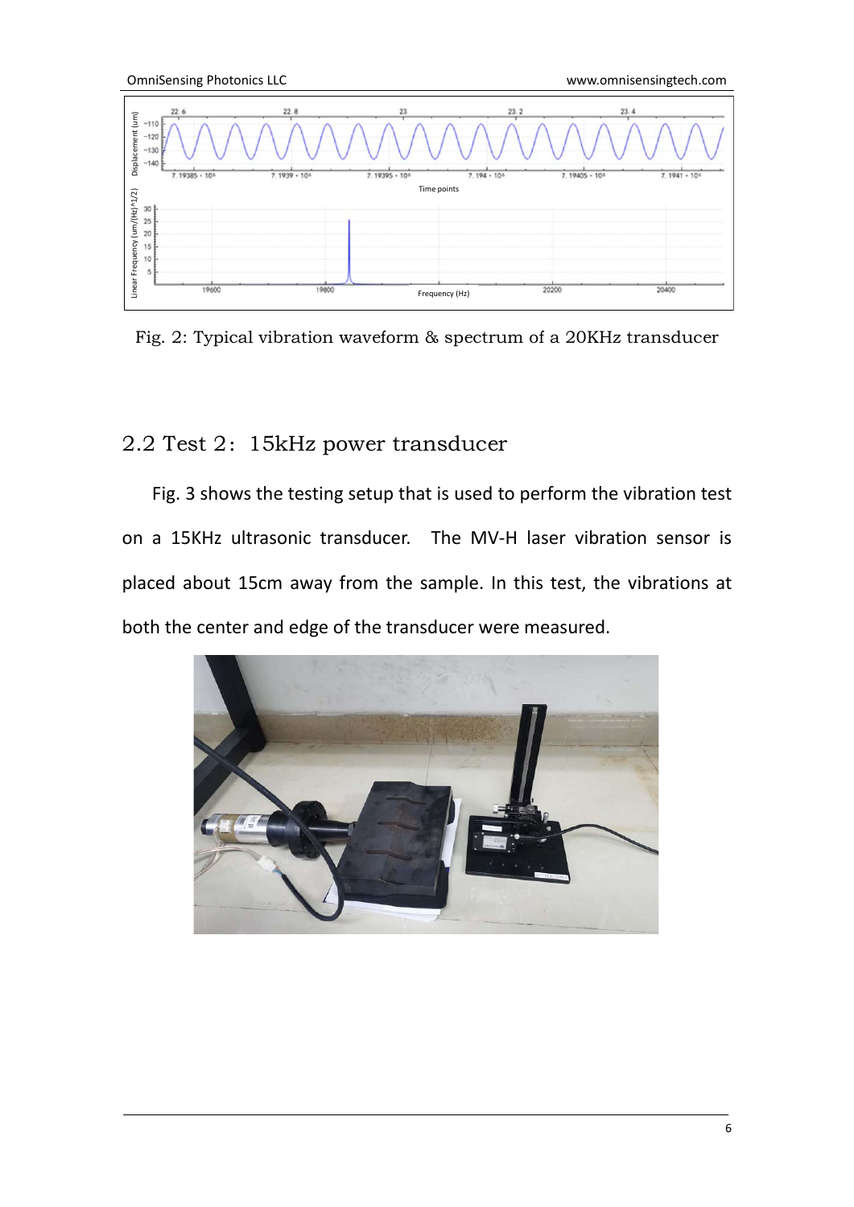Fig. 2: Typical vibration waveform & spectrum of a 20KHz transducer

## 2.2 Test 2：15kHz power transducer

Fig. 3 shows the testing setup that is used to perform the vibration test on a 15KHz ultrasonic transducer. The MV-H laser vibration sensor is placed about 15cm away from the sample. In this test, the vibrations at both the center and edge of the transducer were measured.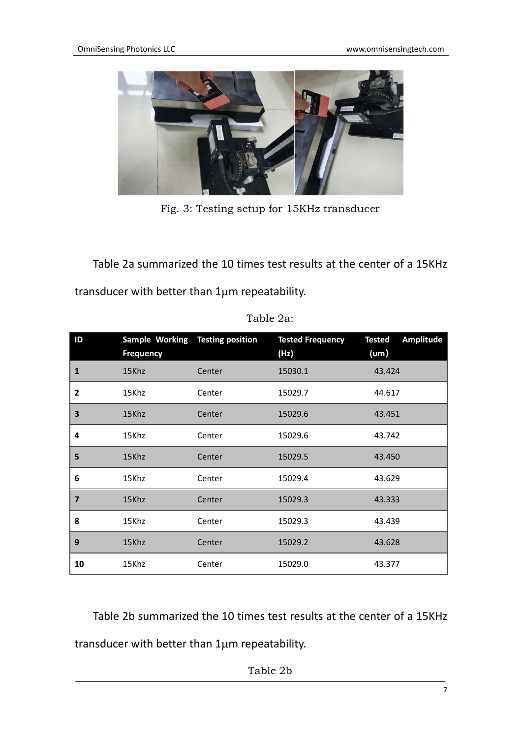Fig. 3: Testing setup for 15KHz transducer

Table 2a summarized the 10 times test results at the center of a 15KHz transducer with better than 1μm repeatability.

Table 2a:

| ID | Sample Working Frequency | Testing position | Tested Frequency (Hz) | Tested Amplitude (um) |
|---|---|---|---|---|
| 1 | 15Khz | Center | 15030.1 | 43.424 |
| 2 | 15Khz | Center | 15029.7 | 44.617 |
| 3 | 15Khz | Center | 15029.6 | 43.451 |
| 4 | 15Khz | Center | 15029.6 | 43.742 |
| 5 | 15Khz | Center | 15029.5 | 43.450 |
| 6 | 15Khz | Center | 15029.4 | 43.629 |
| 7 | 15Khz | Center | 15029.3 | 43.333 |
| 8 | 15Khz | Center | 15029.3 | 43.439 |
| 9 | 15Khz | Center | 15029.2 | 43.628 |
| 10 | 15Khz | Center | 15029.0 | 43.377 |

Table 2b summarized the 10 times test results at the center of a 15KHz transducer with better than 1μm repeatability.

Table 2b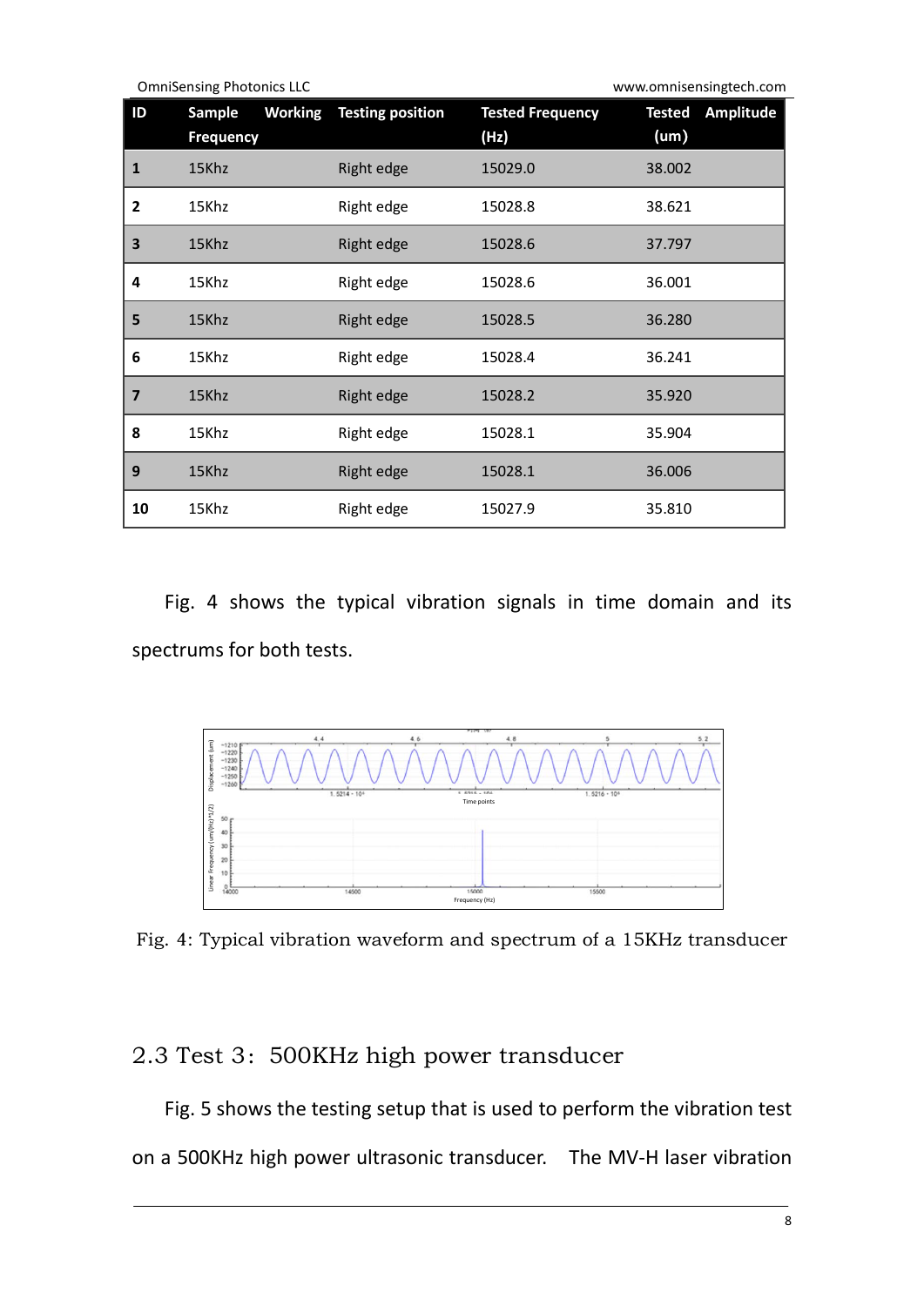| ID | Sample Working Frequency | Testing position | Tested Frequency (Hz) | Tested Amplitude (um) |
|---|---|---|---|---|
| 1 | 15Khz | Right edge | 15029.0 | 38.002 |
| 2 | 15Khz | Right edge | 15028.8 | 38.621 |
| 3 | 15Khz | Right edge | 15028.6 | 37.797 |
| 4 | 15Khz | Right edge | 15028.6 | 36.001 |
| 5 | 15Khz | Right edge | 15028.5 | 36.280 |
| 6 | 15Khz | Right edge | 15028.4 | 36.241 |
| 7 | 15Khz | Right edge | 15028.2 | 35.920 |
| 8 | 15Khz | Right edge | 15028.1 | 35.904 |
| 9 | 15Khz | Right edge | 15028.1 | 36.006 |
| 10 | 15Khz | Right edge | 15027.9 | 35.810 |

Fig. 4 shows the typical vibration signals in time domain and its spectrums for both tests.

Fig. 4: Typical vibration waveform and spectrum of a 15KHz transducer

## 2.3 Test 3: 500KHz high power transducer

Fig. 5 shows the testing setup that is used to perform the vibration test on a 500KHz high power ultrasonic transducer. The MV-H laser vibration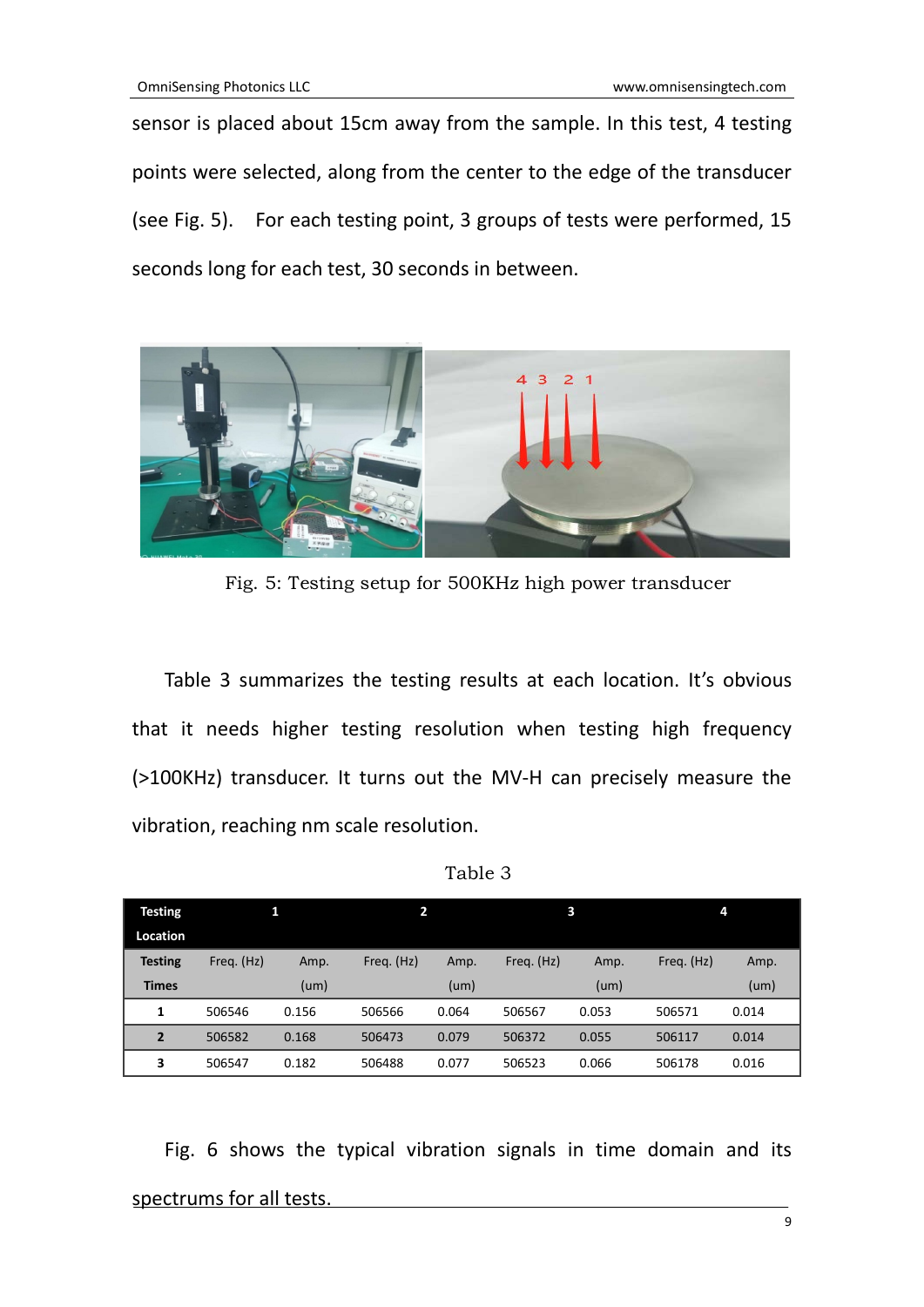sensor is placed about 15cm away from the sample. In this test, 4 testing points were selected, along from the center to the edge of the transducer (see Fig. 5). For each testing point, 3 groups of tests were performed, 15 seconds long for each test, 30 seconds in between.

Fig. 5: Testing setup for 500KHz high power transducer

Table 3 summarizes the testing results at each location. It's obvious that it needs higher testing resolution when testing high frequency (>100KHz) transducer. It turns out the MV-H can precisely measure the vibration, reaching nm scale resolution.

Table 3

| Testing Location | 1 | | 2 | | 3 | | 4 | |
|---|---|---|---|---|---|---|---|---|
| **Testing Times** | Freq. (Hz) | Amp. (um) | Freq. (Hz) | Amp. (um) | Freq. (Hz) | Amp. (um) | Freq. (Hz) | Amp. (um) |
| **1** | 506546 | 0.156 | 506566 | 0.064 | 506567 | 0.053 | 506571 | 0.014 |
| **2** | 506582 | 0.168 | 506473 | 0.079 | 506372 | 0.055 | 506117 | 0.014 |
| **3** | 506547 | 0.182 | 506488 | 0.077 | 506523 | 0.066 | 506178 | 0.016 |

Fig. 6 shows the typical vibration signals in time domain and its spectrums for all tests.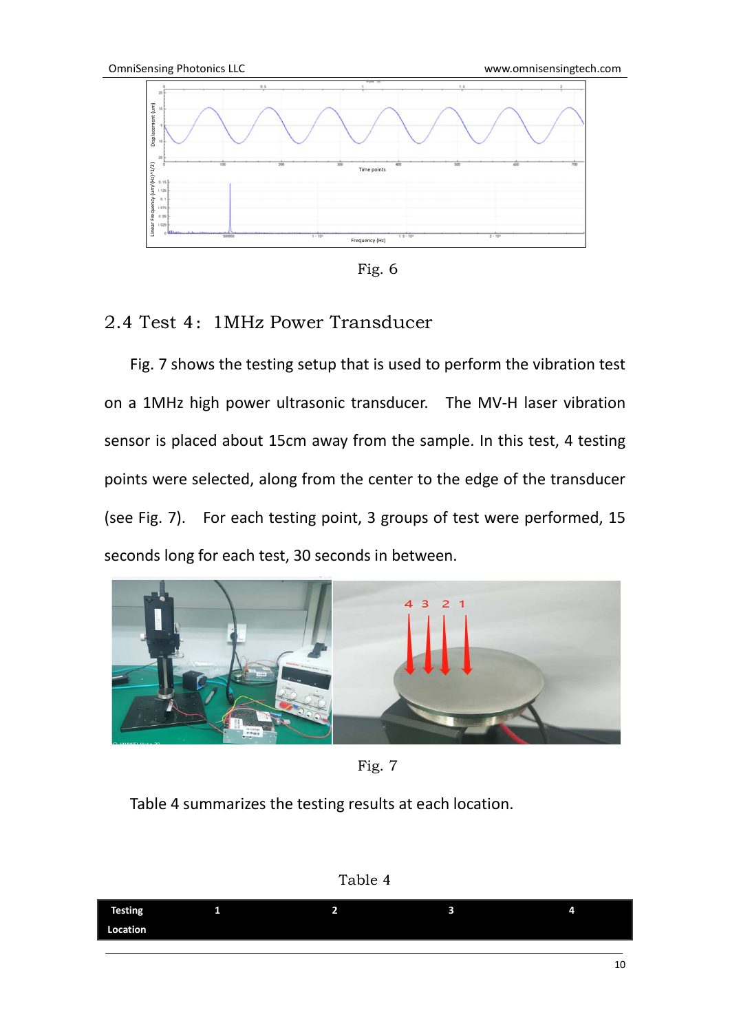Fig. 6

## 2.4 Test 4：1MHz Power Transducer

Fig. 7 shows the testing setup that is used to perform the vibration test on a 1MHz high power ultrasonic transducer. The MV-H laser vibration sensor is placed about 15cm away from the sample. In this test, 4 testing points were selected, along from the center to the edge of the transducer (see Fig. 7). For each testing point, 3 groups of test were performed, 15 seconds long for each test, 30 seconds in between.

Fig. 7

Table 4 summarizes the testing results at each location.

Table 4

| Testing Location | 1 | 2 | 3 | 4 |
| --- | --- | --- | --- | --- |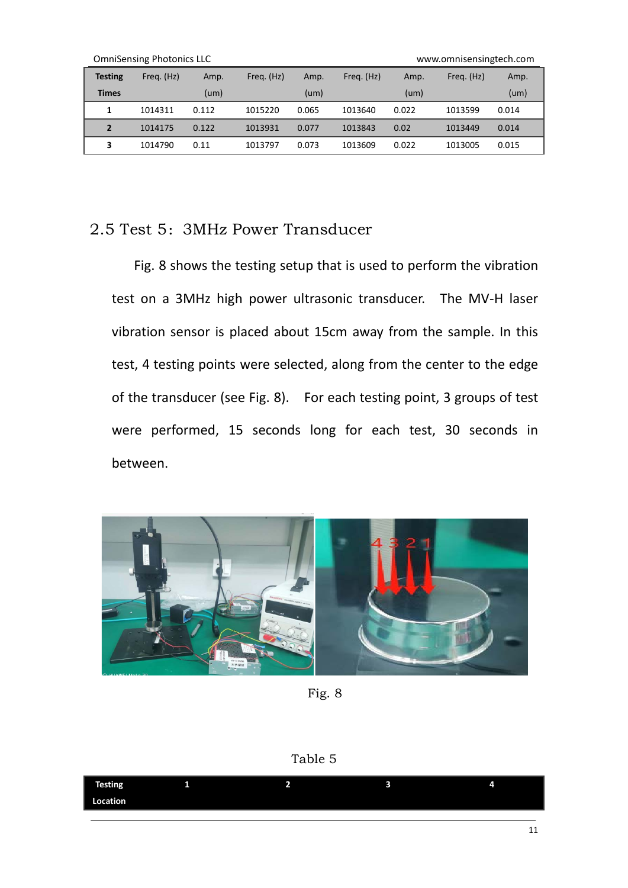| Testing Times | Freq. (Hz) | Amp. (um) | Freq. (Hz) | Amp. (um) | Freq. (Hz) | Amp. (um) | Freq. (Hz) | Amp. (um) |
|---|---|---|---|---|---|---|---|---|
| 1 | 1014311 | 0.112 | 1015220 | 0.065 | 1013640 | 0.022 | 1013599 | 0.014 |
| 2 | 1014175 | 0.122 | 1013931 | 0.077 | 1013843 | 0.02 | 1013449 | 0.014 |
| 3 | 1014790 | 0.11 | 1013797 | 0.073 | 1013609 | 0.022 | 1013005 | 0.015 |

## 2.5 Test 5：3MHz Power Transducer

Fig. 8 shows the testing setup that is used to perform the vibration test on a 3MHz high power ultrasonic transducer. The MV-H laser vibration sensor is placed about 15cm away from the sample. In this test, 4 testing points were selected, along from the center to the edge of the transducer (see Fig. 8). For each testing point, 3 groups of test were performed, 15 seconds long for each test, 30 seconds in between.

Fig. 8

Table 5

| Testing Location | 1 | 2 | 3 | 4 |
|---|---|---|---|---|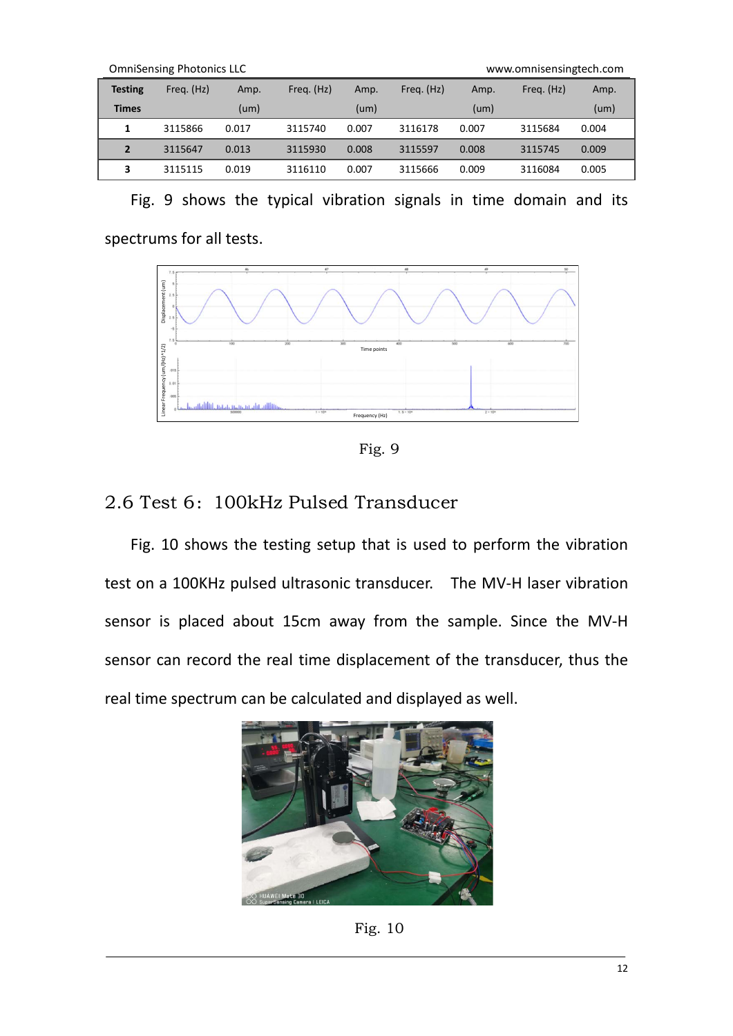| Testing Times | Freq. (Hz) | Amp. (um) | Freq. (Hz) | Amp. (um) | Freq. (Hz) | Amp. (um) | Freq. (Hz) | Amp. (um) |
|---|---|---|---|---|---|---|---|---|
| 1 | 3115866 | 0.017 | 3115740 | 0.007 | 3116178 | 0.007 | 3115684 | 0.004 |
| 2 | 3115647 | 0.013 | 3115930 | 0.008 | 3115597 | 0.008 | 3115745 | 0.009 |
| 3 | 3115115 | 0.019 | 3116110 | 0.007 | 3115666 | 0.009 | 3116084 | 0.005 |

Fig. 9 shows the typical vibration signals in time domain and its spectrums for all tests.

Fig. 9

## 2.6 Test 6：100kHz Pulsed Transducer

Fig. 10 shows the testing setup that is used to perform the vibration test on a 100KHz pulsed ultrasonic transducer. The MV-H laser vibration sensor is placed about 15cm away from the sample. Since the MV-H sensor can record the real time displacement of the transducer, thus the real time spectrum can be calculated and displayed as well.

Fig. 10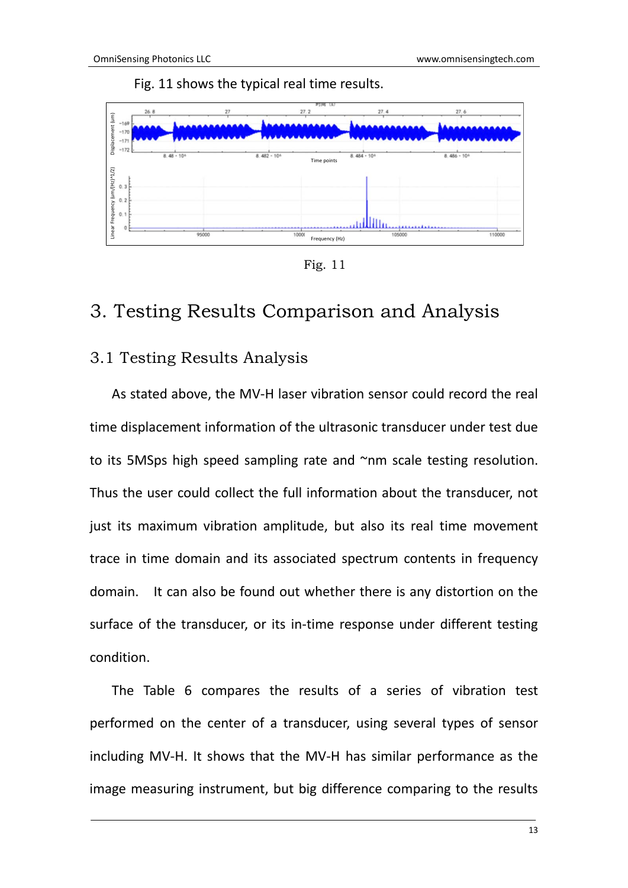Fig. 11 shows the typical real time results.

Fig. 11

# 3. Testing Results Comparison and Analysis

## 3.1 Testing Results Analysis

As stated above, the MV-H laser vibration sensor could record the real time displacement information of the ultrasonic transducer under test due to its 5MSps high speed sampling rate and ~nm scale testing resolution. Thus the user could collect the full information about the transducer, not just its maximum vibration amplitude, but also its real time movement trace in time domain and its associated spectrum contents in frequency domain. It can also be found out whether there is any distortion on the surface of the transducer, or its in-time response under different testing condition.

The Table 6 compares the results of a series of vibration test performed on the center of a transducer, using several types of sensor including MV-H. It shows that the MV-H has similar performance as the image measuring instrument, but big difference comparing to the results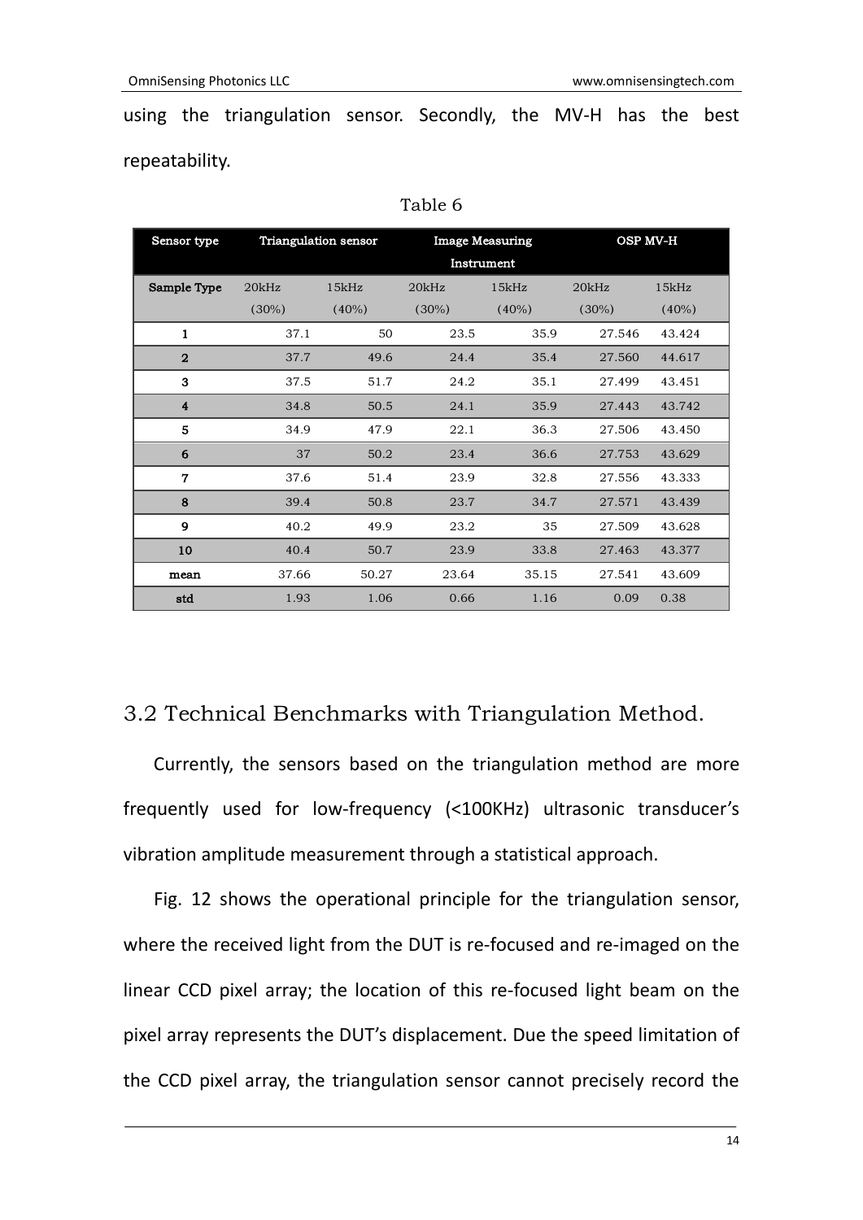using the triangulation sensor. Secondly, the MV-H has the best repeatability.

Table 6

| Sensor type | Triangulation sensor | | Image Measuring Instrument | | OSP MV-H | |
|---|---|---|---|---|---|---|
| Sample Type | 20kHz (30%) | 15kHz (40%) | 20kHz (30%) | 15kHz (40%) | 20kHz (30%) | 15kHz (40%) |
| 1 | 37.1 | 50 | 23.5 | 35.9 | 27.546 | 43.424 |
| 2 | 37.7 | 49.6 | 24.4 | 35.4 | 27.560 | 44.617 |
| 3 | 37.5 | 51.7 | 24.2 | 35.1 | 27.499 | 43.451 |
| 4 | 34.8 | 50.5 | 24.1 | 35.9 | 27.443 | 43.742 |
| 5 | 34.9 | 47.9 | 22.1 | 36.3 | 27.506 | 43.450 |
| 6 | 37 | 50.2 | 23.4 | 36.6 | 27.753 | 43.629 |
| 7 | 37.6 | 51.4 | 23.9 | 32.8 | 27.556 | 43.333 |
| 8 | 39.4 | 50.8 | 23.7 | 34.7 | 27.571 | 43.439 |
| 9 | 40.2 | 49.9 | 23.2 | 35 | 27.509 | 43.628 |
| 10 | 40.4 | 50.7 | 23.9 | 33.8 | 27.463 | 43.377 |
| mean | 37.66 | 50.27 | 23.64 | 35.15 | 27.541 | 43.609 |
| std | 1.93 | 1.06 | 0.66 | 1.16 | 0.09 | 0.38 |

## 3.2 Technical Benchmarks with Triangulation Method.

Currently, the sensors based on the triangulation method are more frequently used for low-frequency (<100KHz) ultrasonic transducer's vibration amplitude measurement through a statistical approach.

Fig. 12 shows the operational principle for the triangulation sensor, where the received light from the DUT is re-focused and re-imaged on the linear CCD pixel array; the location of this re-focused light beam on the pixel array represents the DUT's displacement. Due the speed limitation of the CCD pixel array, the triangulation sensor cannot precisely record the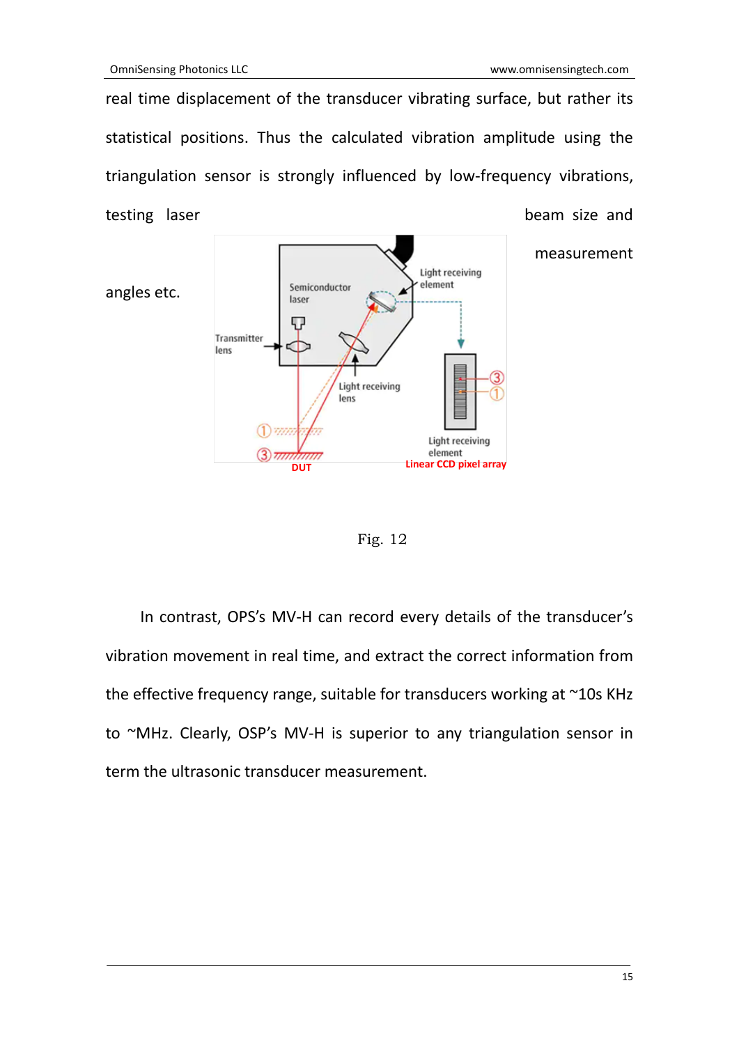real time displacement of the transducer vibrating surface, but rather its statistical positions. Thus the calculated vibration amplitude using the triangulation sensor is strongly influenced by low-frequency vibrations, testing laser beam size and measurement angles etc.

Semiconductor laser

Light receiving element

Transmitter lens

Light receiving lens

③

①

Light receiving element

Linear CCD pixel array

①

③

DUT

Fig. 12

In contrast, OPS's MV-H can record every details of the transducer's vibration movement in real time, and extract the correct information from the effective frequency range, suitable for transducers working at ~10s KHz to ~MHz. Clearly, OSP's MV-H is superior to any triangulation sensor in term the ultrasonic transducer measurement.